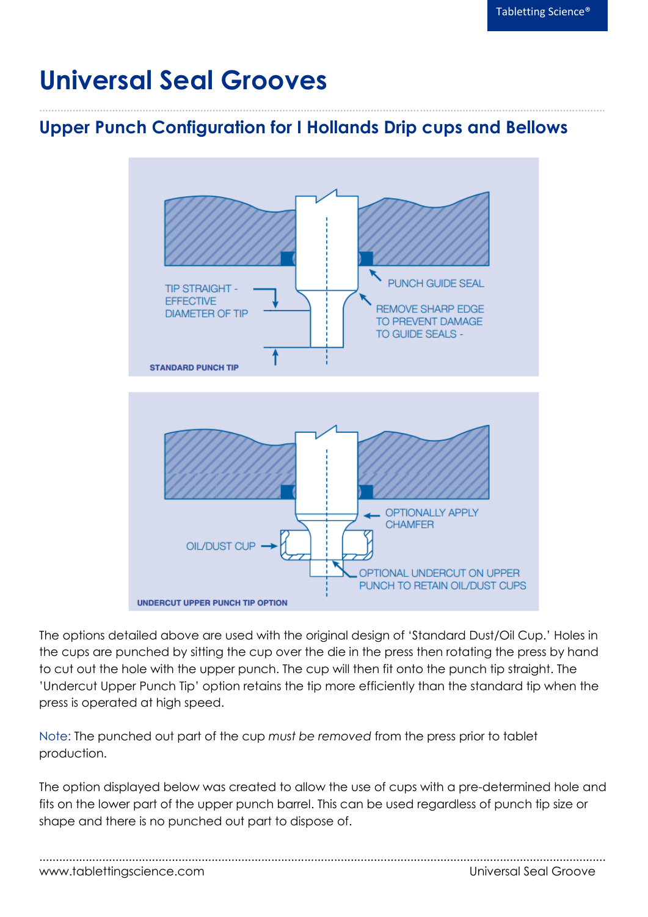# Universal Seal Grooves

## Upper Punch Configuration for I Hollands Drip cups and Bellows

TIP STRAIGHT - EFFECTIVE DIAMETER OF TIP

PUNCH GUIDE SEAL

REMOVE SHARP EDGE TO PREVENT DAMAGE TO GUIDE SEALS -

STANDARD PUNCH TIP

OPTIONALLY APPLY CHAMFER

OIL/DUST CUP

OPTIONAL UNDERCUT ON UPPER PUNCH TO RETAIN OIL/DUST CUPS

UNDERCUT UPPER PUNCH TIP OPTION

The options detailed above are used with the original design of 'Standard Dust/Oil Cup.' Holes in the cups are punched by sitting the cup over the die in the press then rotating the press by hand to cut out the hole with the upper punch. The cup will then fit onto the punch tip straight. The 'Undercut Upper Punch Tip' option retains the tip more efficiently than the standard tip when the press is operated at high speed.

Note: The punched out part of the cup *must be removed* from the press prior to tablet production.

The option displayed below was created to allow the use of cups with a pre-determined hole and fits on the lower part of the upper punch barrel. This can be used regardless of punch tip size or shape and there is no punched out part to dispose of.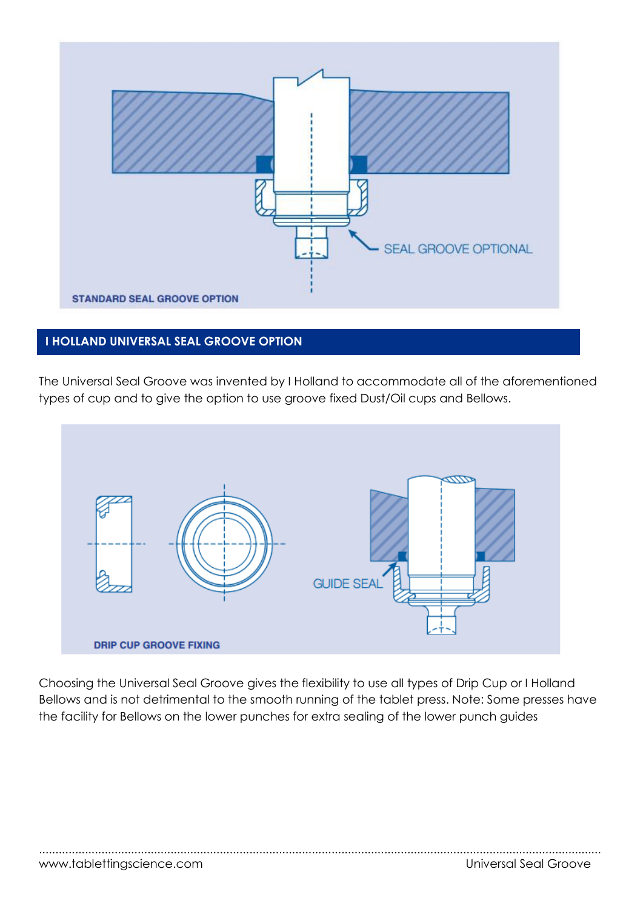STANDARD SEAL GROOVE OPTION

## I HOLLAND UNIVERSAL SEAL GROOVE OPTION

The Universal Seal Groove was invented by I Holland to accommodate all of the aforementioned types of cup and to give the option to use groove fixed Dust/Oil cups and Bellows.

DRIP CUP GROOVE FIXING

Choosing the Universal Seal Groove gives the flexibility to use all types of Drip Cup or I Holland Bellows and is not detrimental to the smooth running of the tablet press. Note: Some presses have the facility for Bellows on the lower punches for extra sealing of the lower punch guides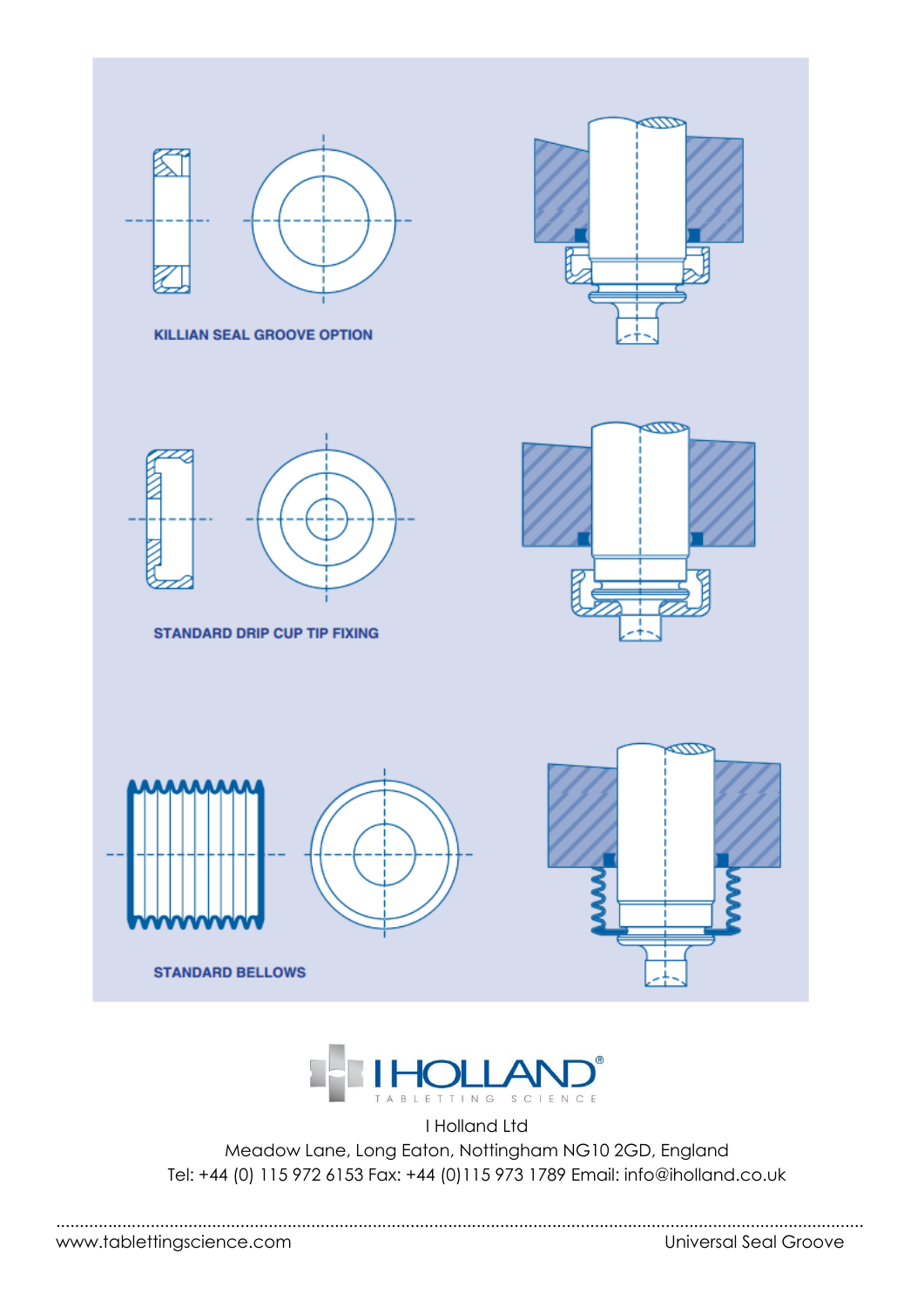KILLIAN SEAL GROOVE OPTION

STANDARD DRIP CUP TIP FIXING

STANDARD BELLOWS

I HOLLAND®
TABLETTING SCIENCE

I Holland Ltd
Meadow Lane, Long Eaton, Nottingham NG10 2GD, England
Tel: +44 (0) 115 972 6153 Fax: +44 (0)115 973 1789 Email: info@iholland.co.uk

www.tablettingscience.com Universal Seal Groove